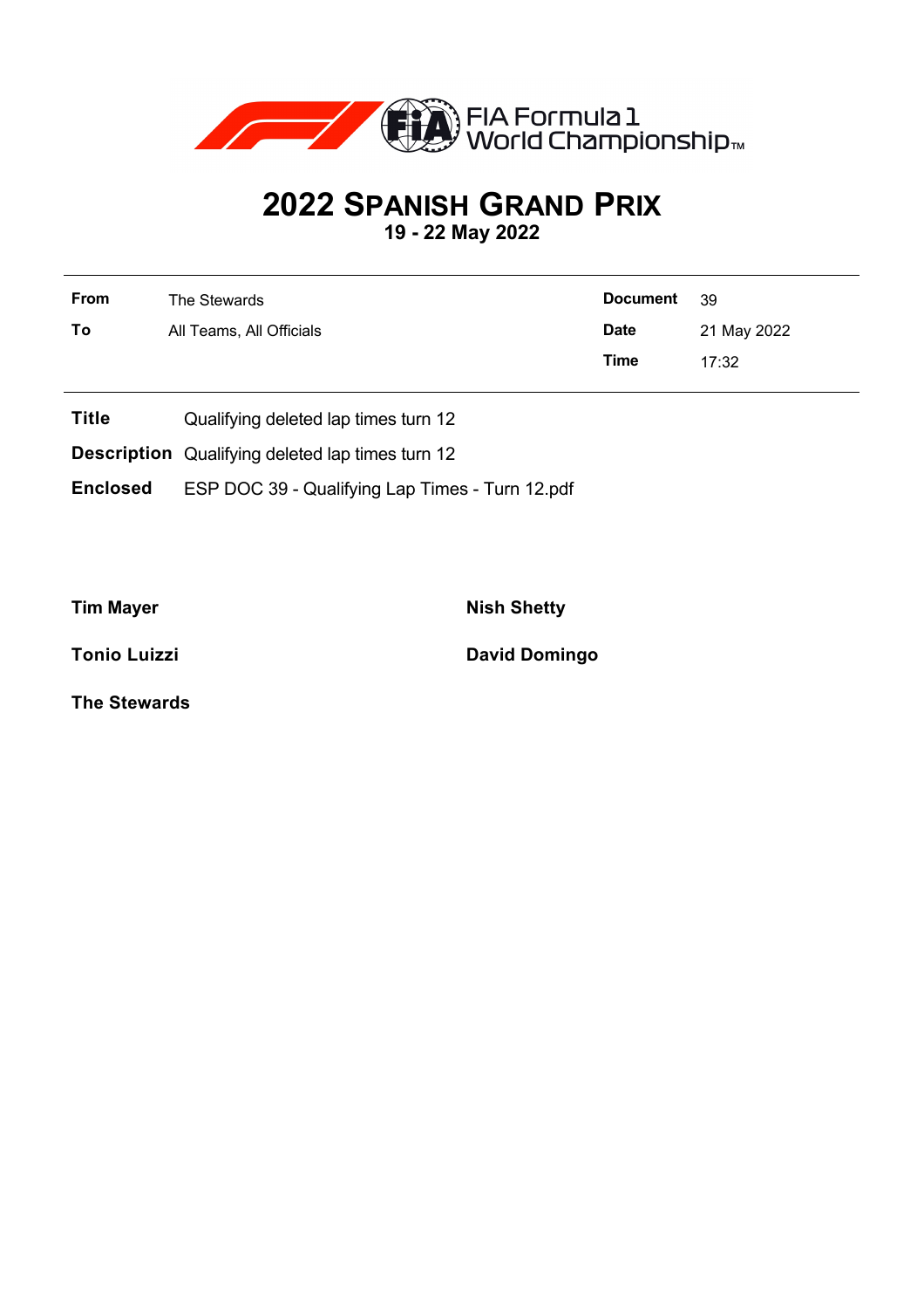# 2022 SPANISH GRAND PRIX

**19 - 22 May 2022**

| | | | |
|---|---|---|---|
| **From** | The Stewards | **Document** | 39 |
| **To** | All Teams, All Officials | **Date** | 21 May 2022 |
| | | **Time** | 17:32 |

**Title** Qualifying deleted lap times turn 12

**Description** Qualifying deleted lap times turn 12

**Enclosed** ESP DOC 39 - Qualifying Lap Times - Turn 12.pdf

**Tim Mayer**

**Nish Shetty**

**Tonio Luizzi**

**David Domingo**

**The Stewards**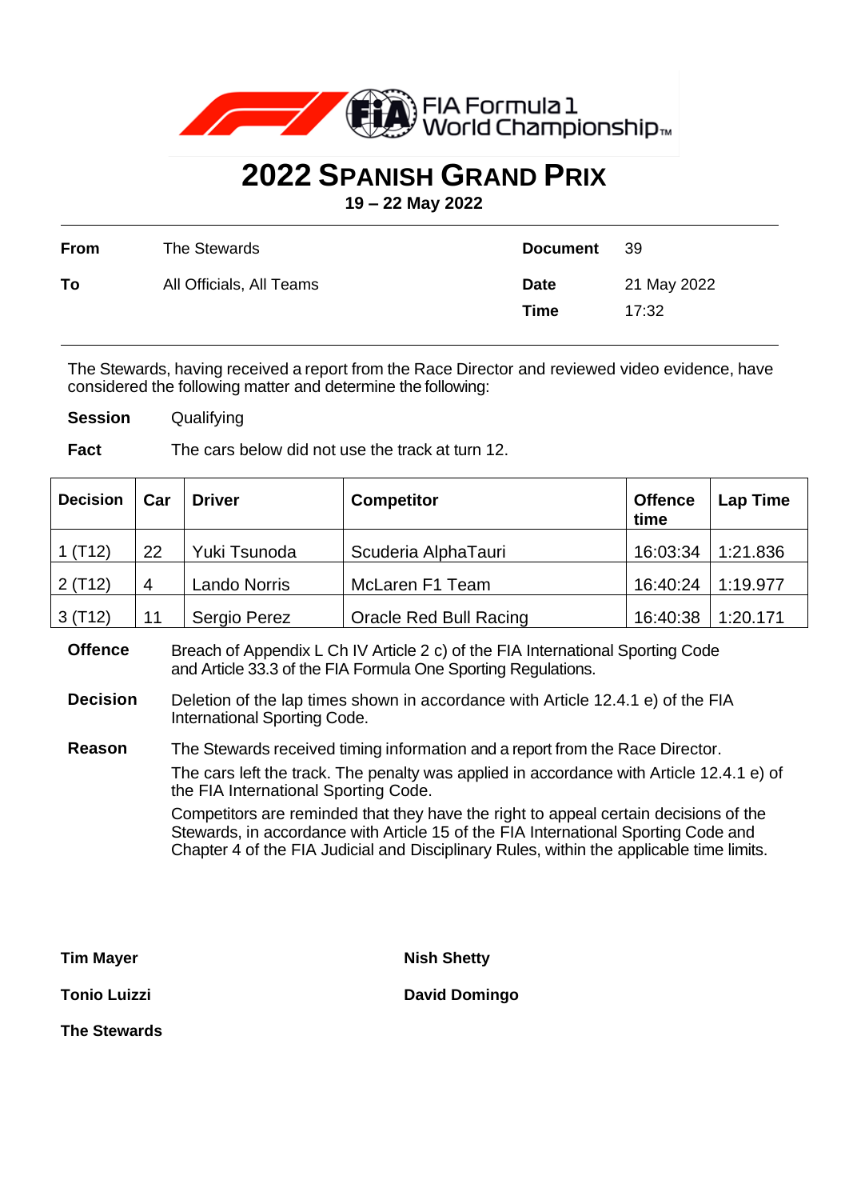FIA Formula 1 World Championship

# 2022 SPANISH GRAND PRIX

**19 – 22 May 2022**

| | | | |
|---|---|---|---|
| **From** | The Stewards | **Document** | 39 |
| **To** | All Officials, All Teams | **Date** | 21 May 2022 |
| | | **Time** | 17:32 |

The Stewards, having received a report from the Race Director and reviewed video evidence, have considered the following matter and determine the following:

**Session** Qualifying

**Fact** The cars below did not use the track at turn 12.

| Decision | Car | Driver | Competitor | Offence time | Lap Time |
|---|---|---|---|---|---|
| 1 (T12) | 22 | Yuki Tsunoda | Scuderia AlphaTauri | 16:03:34 | 1:21.836 |
| 2 (T12) | 4 | Lando Norris | McLaren F1 Team | 16:40:24 | 1:19.977 |
| 3 (T12) | 11 | Sergio Perez | Oracle Red Bull Racing | 16:40:38 | 1:20.171 |

**Offence** Breach of Appendix L Ch IV Article 2 c) of the FIA International Sporting Code and Article 33.3 of the FIA Formula One Sporting Regulations.

**Decision** Deletion of the lap times shown in accordance with Article 12.4.1 e) of the FIA International Sporting Code.

**Reason** The Stewards received timing information and a report from the Race Director.

The cars left the track. The penalty was applied in accordance with Article 12.4.1 e) of the FIA International Sporting Code.

Competitors are reminded that they have the right to appeal certain decisions of the Stewards, in accordance with Article 15 of the FIA International Sporting Code and Chapter 4 of the FIA Judicial and Disciplinary Rules, within the applicable time limits.

**Tim Mayer**

**Nish Shetty**

**Tonio Luizzi**

**David Domingo**

**The Stewards**